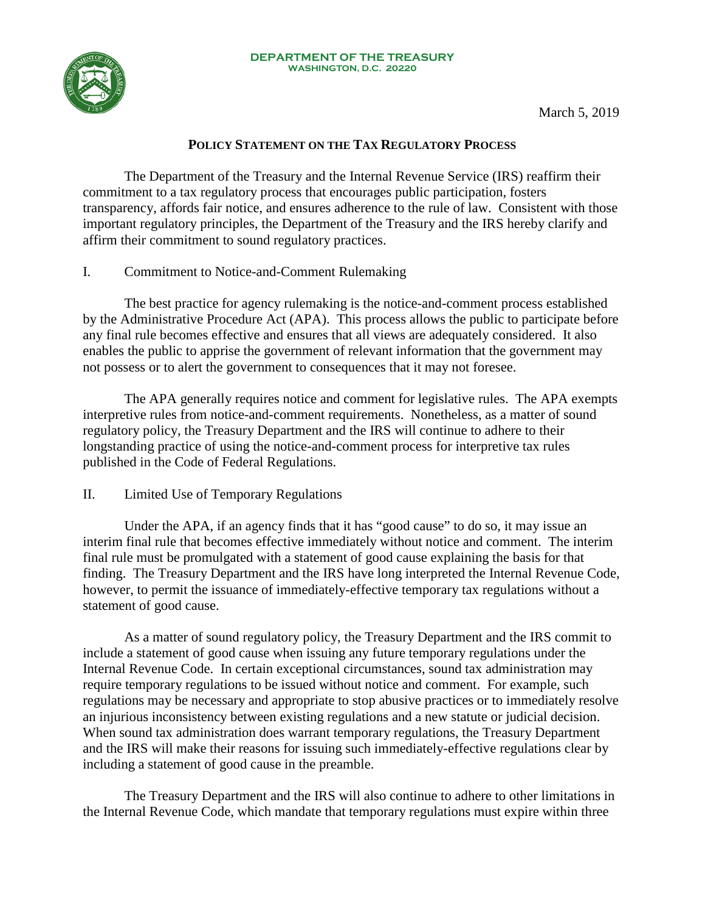**DEPARTMENT OF THE TREASURY**
**WASHINGTON, D.C. 20220**

March 5, 2019

## POLICY STATEMENT ON THE TAX REGULATORY PROCESS

The Department of the Treasury and the Internal Revenue Service (IRS) reaffirm their commitment to a tax regulatory process that encourages public participation, fosters transparency, affords fair notice, and ensures adherence to the rule of law. Consistent with those important regulatory principles, the Department of the Treasury and the IRS hereby clarify and affirm their commitment to sound regulatory practices.

### I. Commitment to Notice-and-Comment Rulemaking

The best practice for agency rulemaking is the notice-and-comment process established by the Administrative Procedure Act (APA). This process allows the public to participate before any final rule becomes effective and ensures that all views are adequately considered. It also enables the public to apprise the government of relevant information that the government may not possess or to alert the government to consequences that it may not foresee.

The APA generally requires notice and comment for legislative rules. The APA exempts interpretive rules from notice-and-comment requirements. Nonetheless, as a matter of sound regulatory policy, the Treasury Department and the IRS will continue to adhere to their longstanding practice of using the notice-and-comment process for interpretive tax rules published in the Code of Federal Regulations.

### II. Limited Use of Temporary Regulations

Under the APA, if an agency finds that it has "good cause" to do so, it may issue an interim final rule that becomes effective immediately without notice and comment. The interim final rule must be promulgated with a statement of good cause explaining the basis for that finding. The Treasury Department and the IRS have long interpreted the Internal Revenue Code, however, to permit the issuance of immediately-effective temporary tax regulations without a statement of good cause.

As a matter of sound regulatory policy, the Treasury Department and the IRS commit to include a statement of good cause when issuing any future temporary regulations under the Internal Revenue Code. In certain exceptional circumstances, sound tax administration may require temporary regulations to be issued without notice and comment. For example, such regulations may be necessary and appropriate to stop abusive practices or to immediately resolve an injurious inconsistency between existing regulations and a new statute or judicial decision. When sound tax administration does warrant temporary regulations, the Treasury Department and the IRS will make their reasons for issuing such immediately-effective regulations clear by including a statement of good cause in the preamble.

The Treasury Department and the IRS will also continue to adhere to other limitations in the Internal Revenue Code, which mandate that temporary regulations must expire within three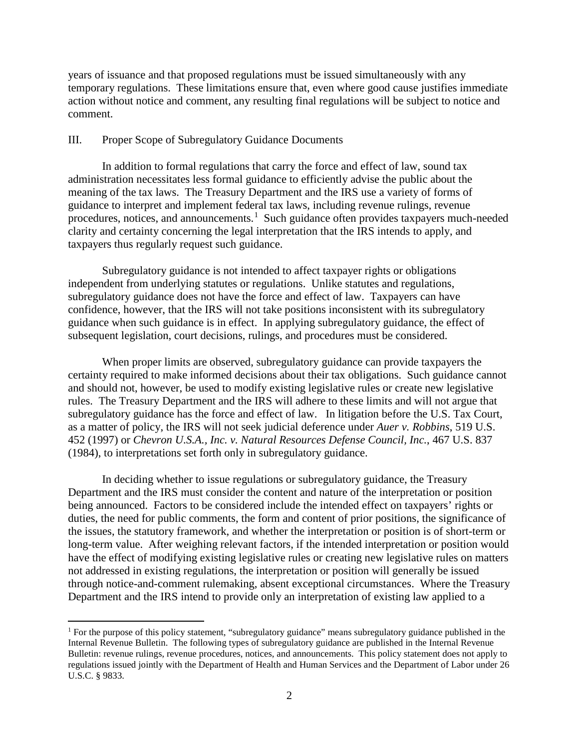years of issuance and that proposed regulations must be issued simultaneously with any temporary regulations. These limitations ensure that, even where good cause justifies immediate action without notice and comment, any resulting final regulations will be subject to notice and comment.

## III. Proper Scope of Subregulatory Guidance Documents

In addition to formal regulations that carry the force and effect of law, sound tax administration necessitates less formal guidance to efficiently advise the public about the meaning of the tax laws. The Treasury Department and the IRS use a variety of forms of guidance to interpret and implement federal tax laws, including revenue rulings, revenue procedures, notices, and announcements.[1] Such guidance often provides taxpayers much-needed clarity and certainty concerning the legal interpretation that the IRS intends to apply, and taxpayers thus regularly request such guidance.

Subregulatory guidance is not intended to affect taxpayer rights or obligations independent from underlying statutes or regulations. Unlike statutes and regulations, subregulatory guidance does not have the force and effect of law. Taxpayers can have confidence, however, that the IRS will not take positions inconsistent with its subregulatory guidance when such guidance is in effect. In applying subregulatory guidance, the effect of subsequent legislation, court decisions, rulings, and procedures must be considered.

When proper limits are observed, subregulatory guidance can provide taxpayers the certainty required to make informed decisions about their tax obligations. Such guidance cannot and should not, however, be used to modify existing legislative rules or create new legislative rules. The Treasury Department and the IRS will adhere to these limits and will not argue that subregulatory guidance has the force and effect of law. In litigation before the U.S. Tax Court, as a matter of policy, the IRS will not seek judicial deference under *Auer v. Robbins*, 519 U.S. 452 (1997) or *Chevron U.S.A., Inc. v. Natural Resources Defense Council, Inc.*, 467 U.S. 837 (1984), to interpretations set forth only in subregulatory guidance.

In deciding whether to issue regulations or subregulatory guidance, the Treasury Department and the IRS must consider the content and nature of the interpretation or position being announced. Factors to be considered include the intended effect on taxpayers' rights or duties, the need for public comments, the form and content of prior positions, the significance of the issues, the statutory framework, and whether the interpretation or position is of short-term or long-term value. After weighing relevant factors, if the intended interpretation or position would have the effect of modifying existing legislative rules or creating new legislative rules on matters not addressed in existing regulations, the interpretation or position will generally be issued through notice-and-comment rulemaking, absent exceptional circumstances. Where the Treasury Department and the IRS intend to provide only an interpretation of existing law applied to a

[1] For the purpose of this policy statement, "subregulatory guidance" means subregulatory guidance published in the Internal Revenue Bulletin. The following types of subregulatory guidance are published in the Internal Revenue Bulletin: revenue rulings, revenue procedures, notices, and announcements. This policy statement does not apply to regulations issued jointly with the Department of Health and Human Services and the Department of Labor under 26 U.S.C. § 9833.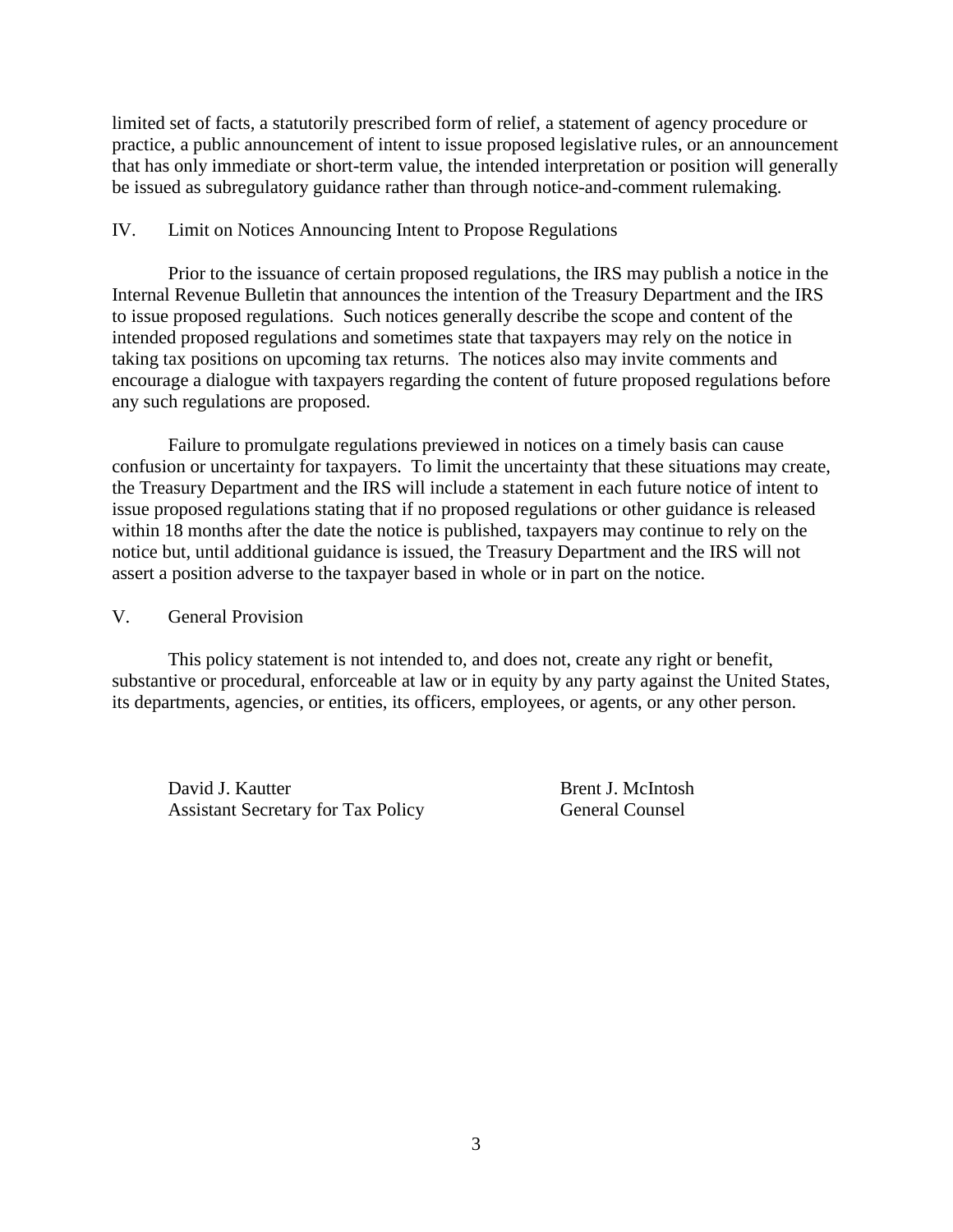limited set of facts, a statutorily prescribed form of relief, a statement of agency procedure or practice, a public announcement of intent to issue proposed legislative rules, or an announcement that has only immediate or short-term value, the intended interpretation or position will generally be issued as subregulatory guidance rather than through notice-and-comment rulemaking.

## IV. Limit on Notices Announcing Intent to Propose Regulations

Prior to the issuance of certain proposed regulations, the IRS may publish a notice in the Internal Revenue Bulletin that announces the intention of the Treasury Department and the IRS to issue proposed regulations. Such notices generally describe the scope and content of the intended proposed regulations and sometimes state that taxpayers may rely on the notice in taking tax positions on upcoming tax returns. The notices also may invite comments and encourage a dialogue with taxpayers regarding the content of future proposed regulations before any such regulations are proposed.

Failure to promulgate regulations previewed in notices on a timely basis can cause confusion or uncertainty for taxpayers. To limit the uncertainty that these situations may create, the Treasury Department and the IRS will include a statement in each future notice of intent to issue proposed regulations stating that if no proposed regulations or other guidance is released within 18 months after the date the notice is published, taxpayers may continue to rely on the notice but, until additional guidance is issued, the Treasury Department and the IRS will not assert a position adverse to the taxpayer based in whole or in part on the notice.

## V. General Provision

This policy statement is not intended to, and does not, create any right or benefit, substantive or procedural, enforceable at law or in equity by any party against the United States, its departments, agencies, or entities, its officers, employees, or agents, or any other person.

David J. Kautter
Assistant Secretary for Tax Policy

Brent J. McIntosh
General Counsel